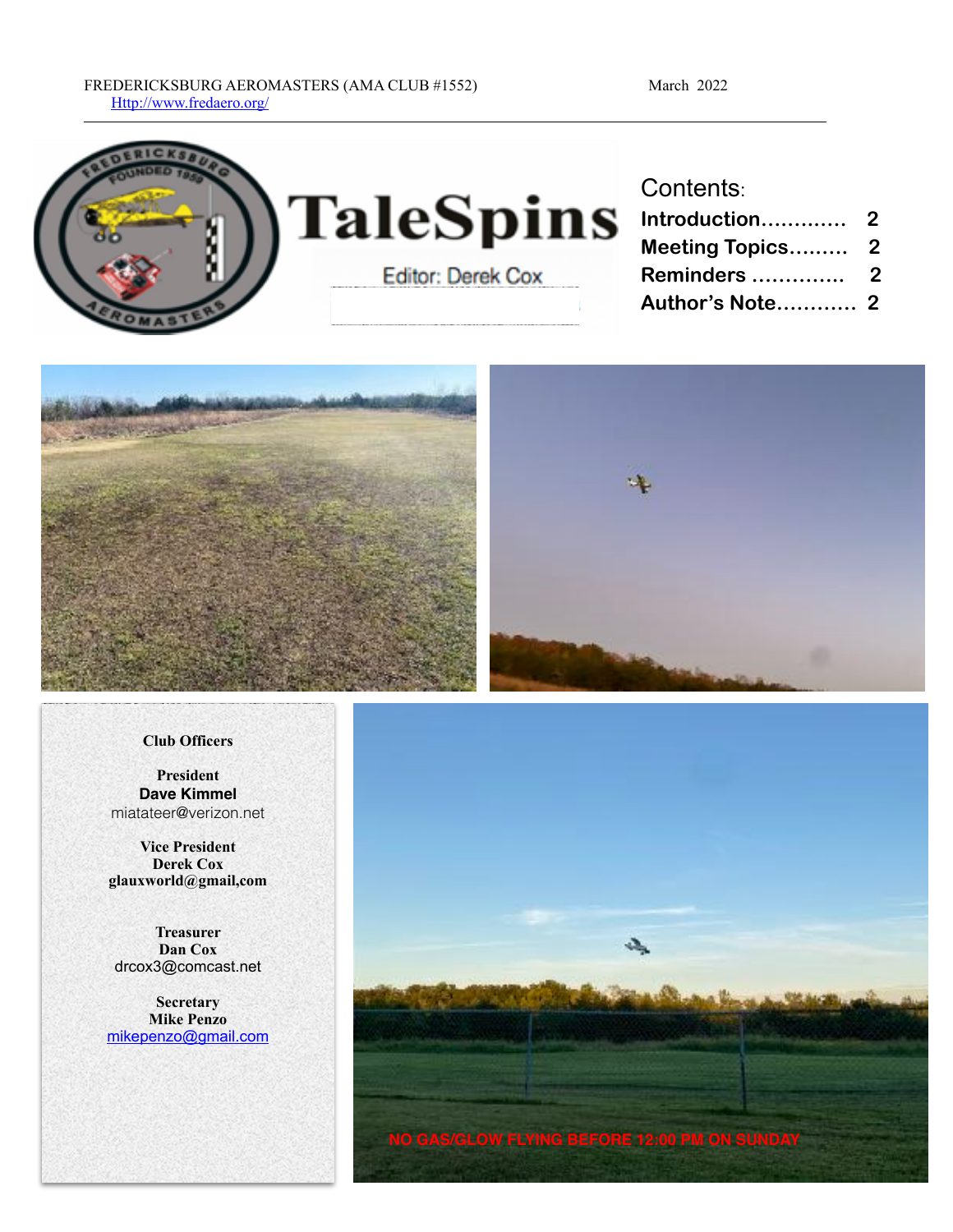FREDERICKSBURG AEROMASTERS (AMA CLUB #1552) March 2022

Http://www.fredaero.org/

# TaleSpins

Editor: Derek Cox

## Contents:

- **Introduction............ 2**
- **Meeting Topics......... 2**
- **Reminders ............. 2**
- **Author's Note........... 2**

### Club Officers

**President**
**Dave Kimmel**
miatateer@verizon.net

**Vice President**
**Derek Cox**
glauxworld@gmail,com

**Treasurer**
**Dan Cox**
drcox3@comcast.net

**Secretary**
**Mike Penzo**
mikepenzo@gmail.com

**NO GAS/GLOW FLYING BEFORE 12:00 PM ON SUNDAY**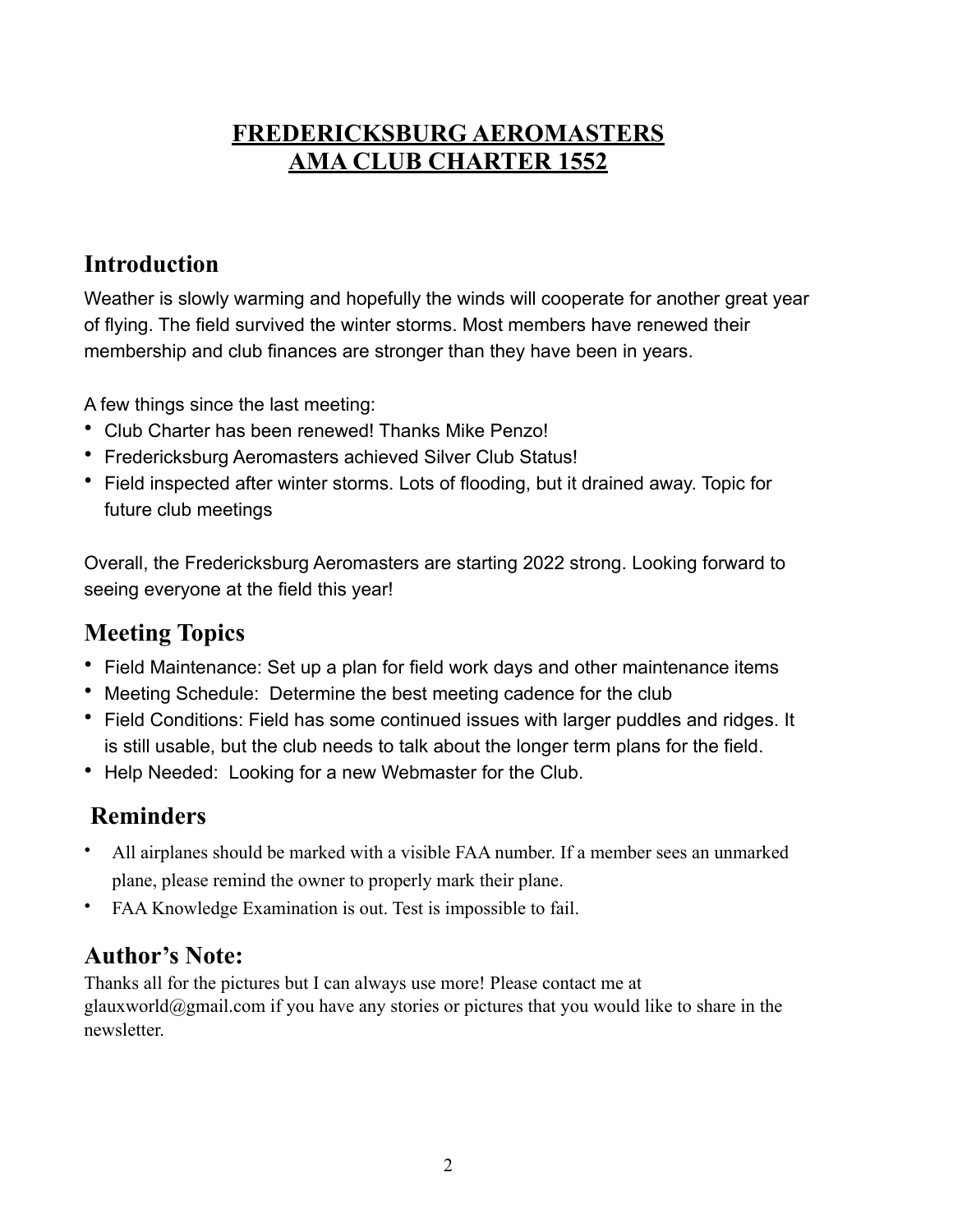# FREDERICKSBURG AEROMASTERS
# AMA CLUB CHARTER 1552

## Introduction

Weather is slowly warming and hopefully the winds will cooperate for another great year of flying. The field survived the winter storms. Most members have renewed their membership and club finances are stronger than they have been in years.

A few things since the last meeting:

- Club Charter has been renewed! Thanks Mike Penzo!
- Fredericksburg Aeromasters achieved Silver Club Status!
- Field inspected after winter storms. Lots of flooding, but it drained away. Topic for future club meetings

Overall, the Fredericksburg Aeromasters are starting 2022 strong. Looking forward to seeing everyone at the field this year!

## Meeting Topics

- Field Maintenance: Set up a plan for field work days and other maintenance items
- Meeting Schedule: Determine the best meeting cadence for the club
- Field Conditions: Field has some continued issues with larger puddles and ridges. It is still usable, but the club needs to talk about the longer term plans for the field.
- Help Needed: Looking for a new Webmaster for the Club.

## Reminders

- All airplanes should be marked with a visible FAA number. If a member sees an unmarked plane, please remind the owner to properly mark their plane.
- FAA Knowledge Examination is out. Test is impossible to fail.

## Author's Note:

Thanks all for the pictures but I can always use more! Please contact me at glauxworld@gmail.com if you have any stories or pictures that you would like to share in the newsletter.